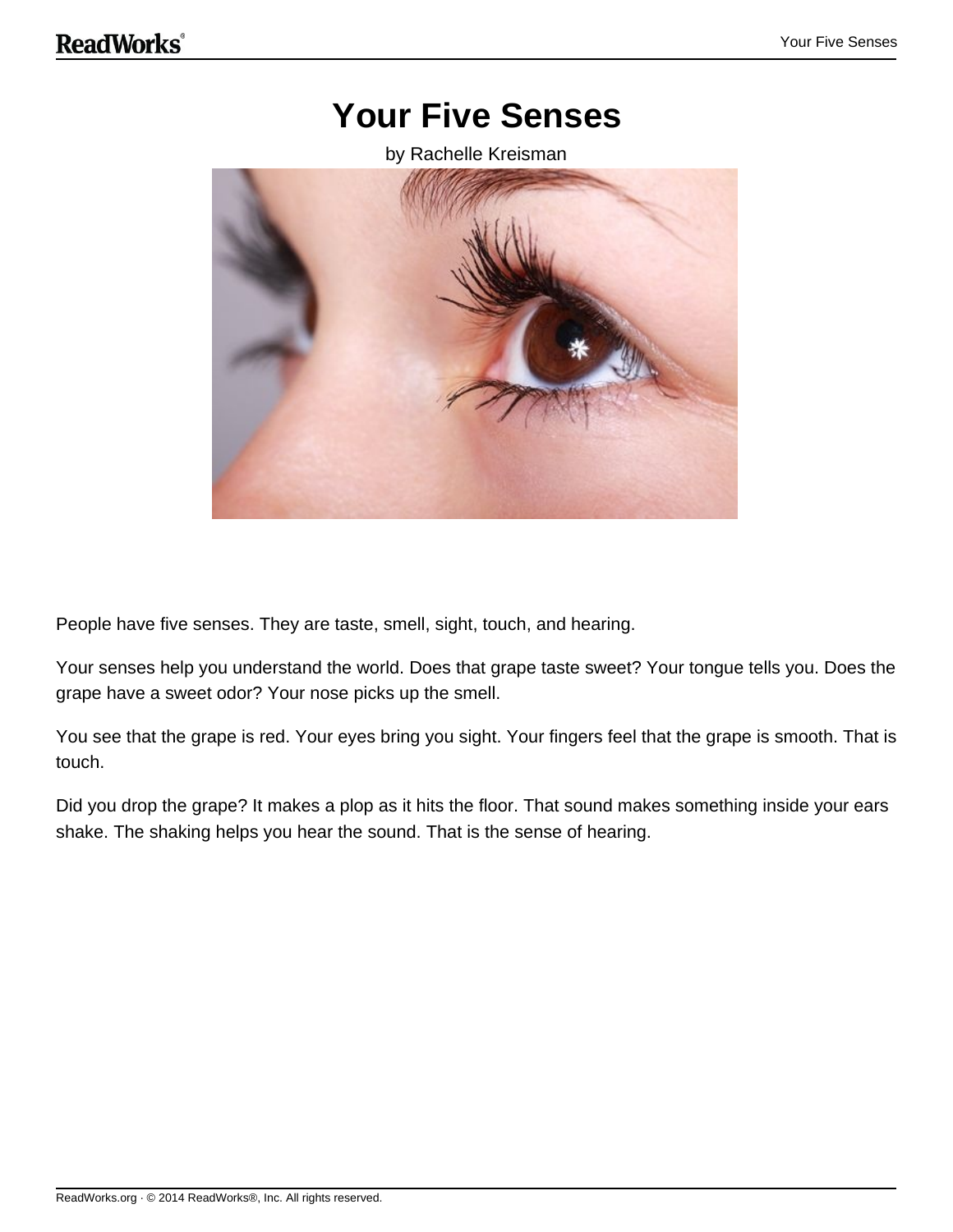# Your Five Senses

by Rachelle Kreisman

People have five senses. They are taste, smell, sight, touch, and hearing.

Your senses help you understand the world. Does that grape taste sweet? Your tongue tells you. Does the grape have a sweet odor? Your nose picks up the smell.

You see that the grape is red. Your eyes bring you sight. Your fingers feel that the grape is smooth. That is touch.

Did you drop the grape? It makes a plop as it hits the floor. That sound makes something inside your ears shake. The shaking helps you hear the sound. That is the sense of hearing.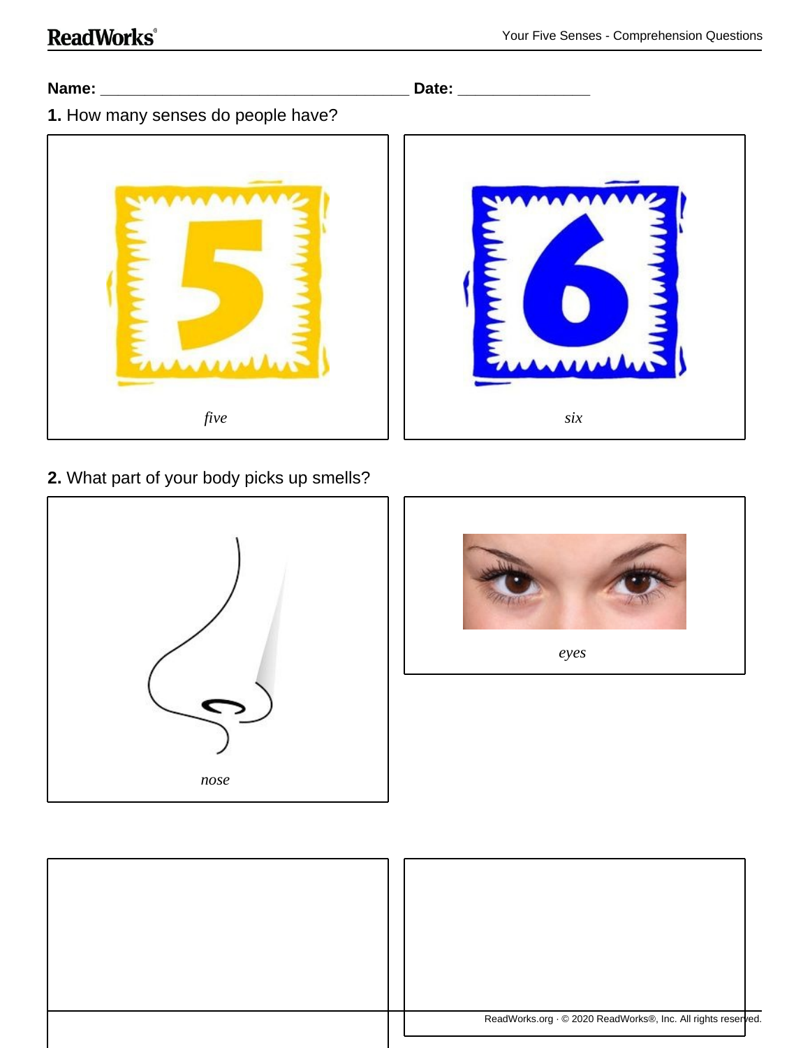**Name:** ________________________________ **Date:** _______________

**1.** How many senses do people have?

| | |
|---|---|
| *five* | *six* |

**2.** What part of your body picks up smells?

| | |
|---|---|
| *nose* | *eyes* |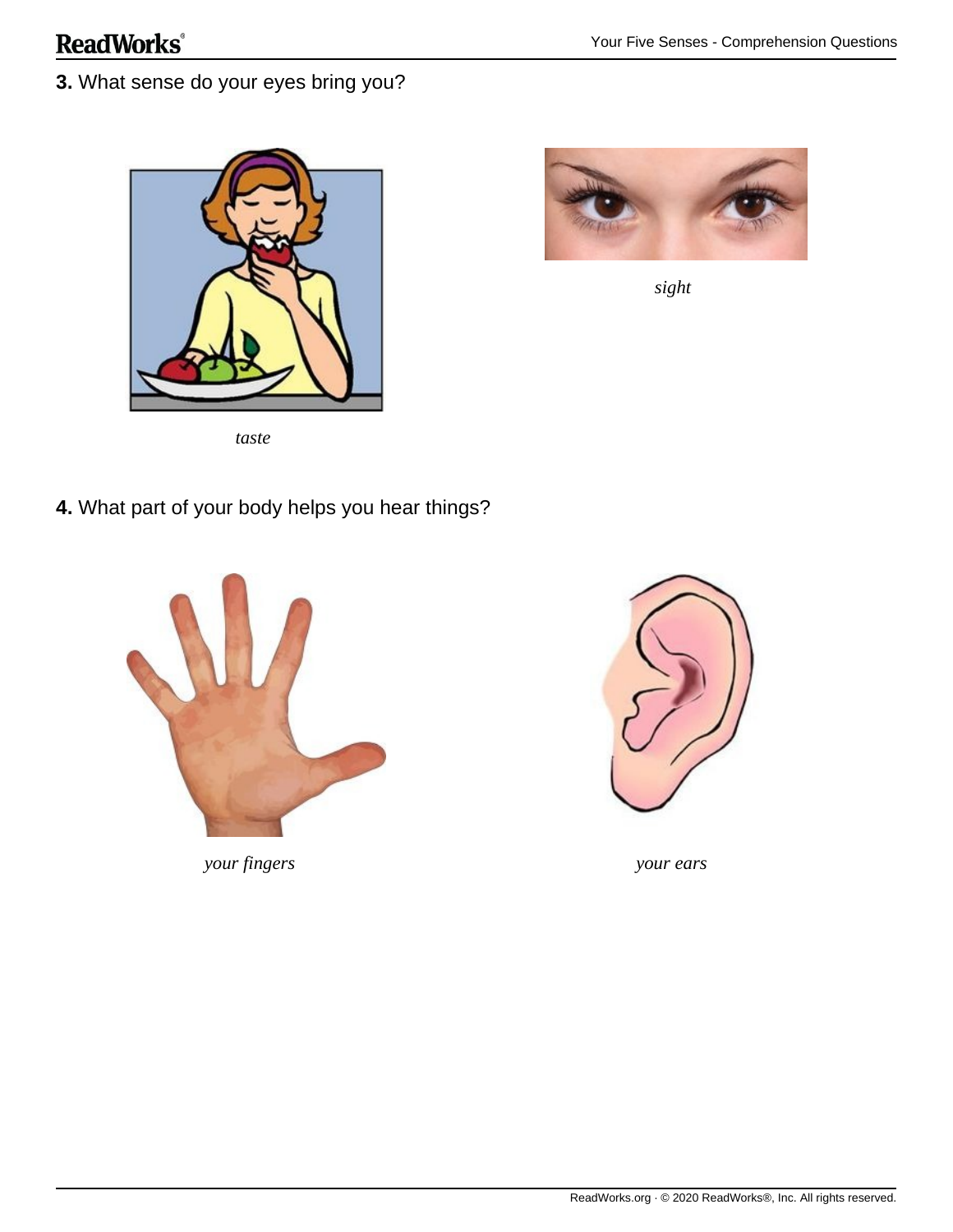**3.** What sense do your eyes bring you?

*taste*

*sight*

**4.** What part of your body helps you hear things?

*your fingers*

*your ears*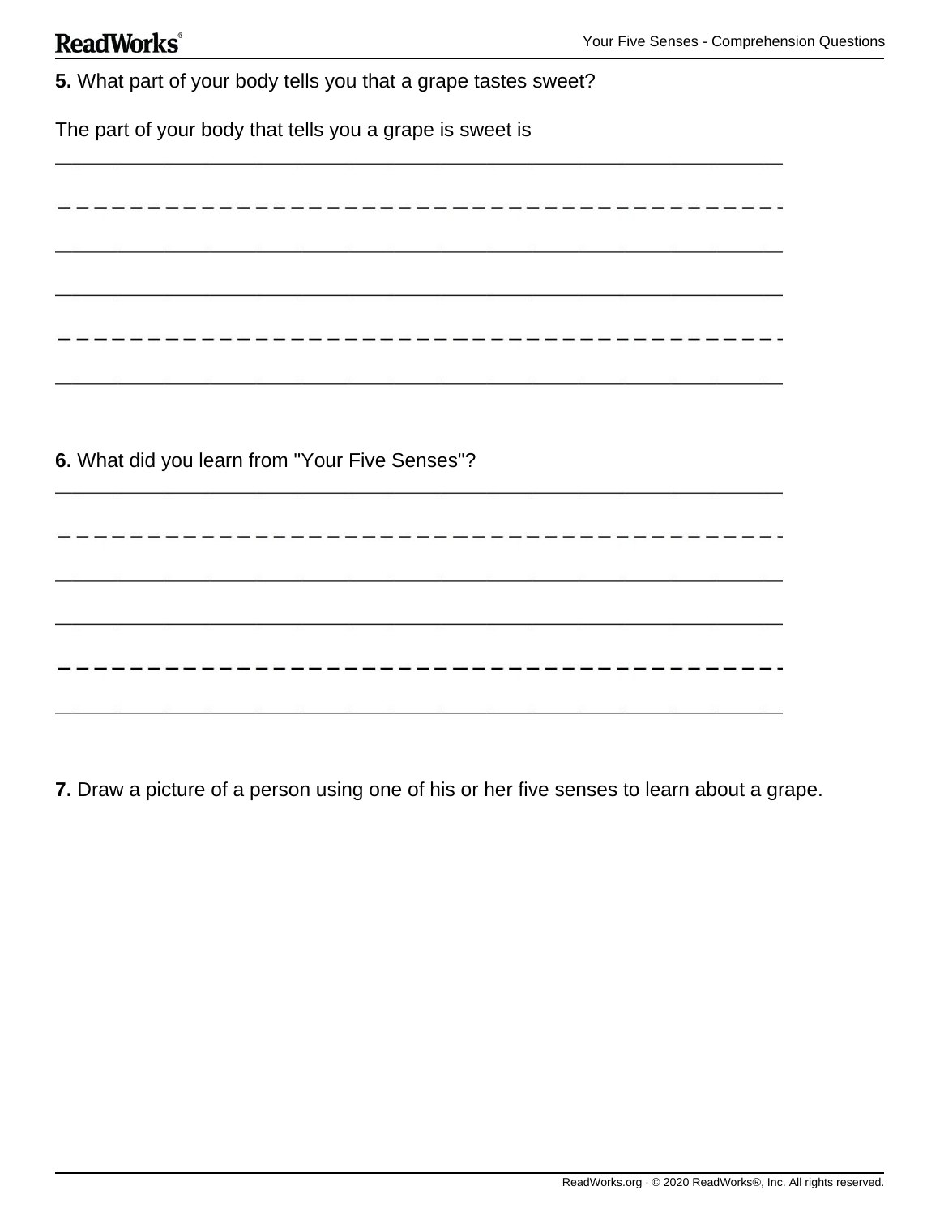**5.** What part of your body tells you that a grape tastes sweet?

The part of your body that tells you a grape is sweet is

**6.** What did you learn from "Your Five Senses"?

**7.** Draw a picture of a person using one of his or her five senses to learn about a grape.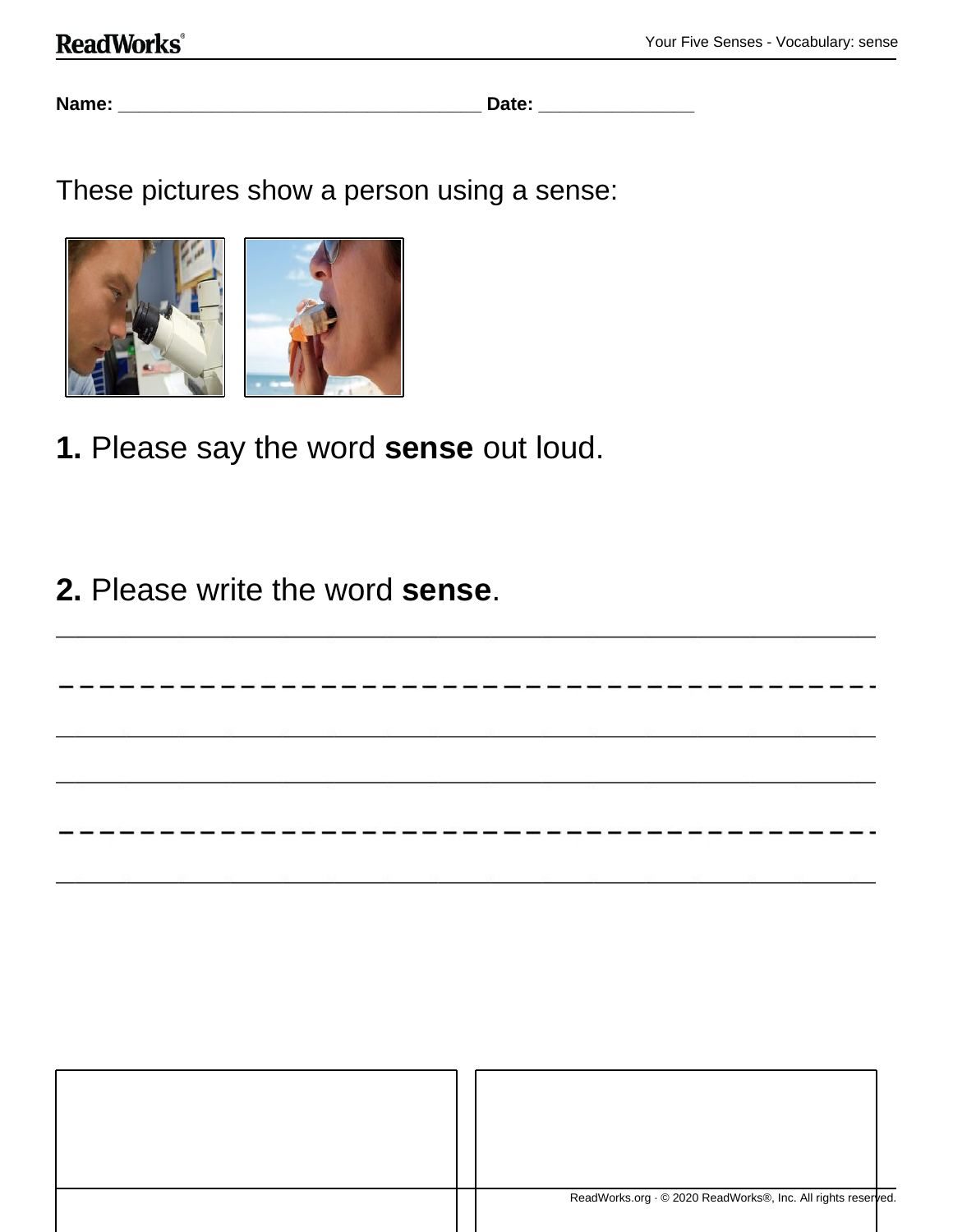Name: ___________________________________ Date: _______________

These pictures show a person using a sense:

**1.** Please say the word **sense** out loud.

**2.** Please write the word **sense**.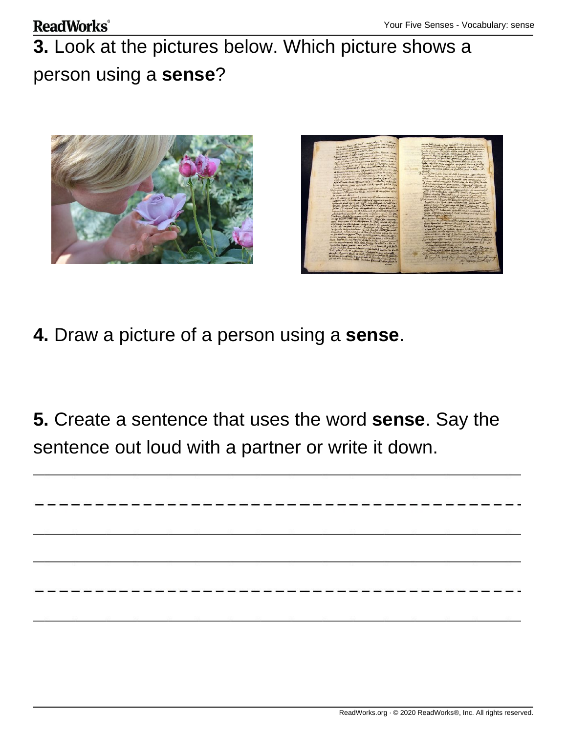**3.** Look at the pictures below. Which picture shows a person using a **sense**?

**4.** Draw a picture of a person using a **sense**.

**5.** Create a sentence that uses the word **sense**. Say the sentence out loud with a partner or write it down.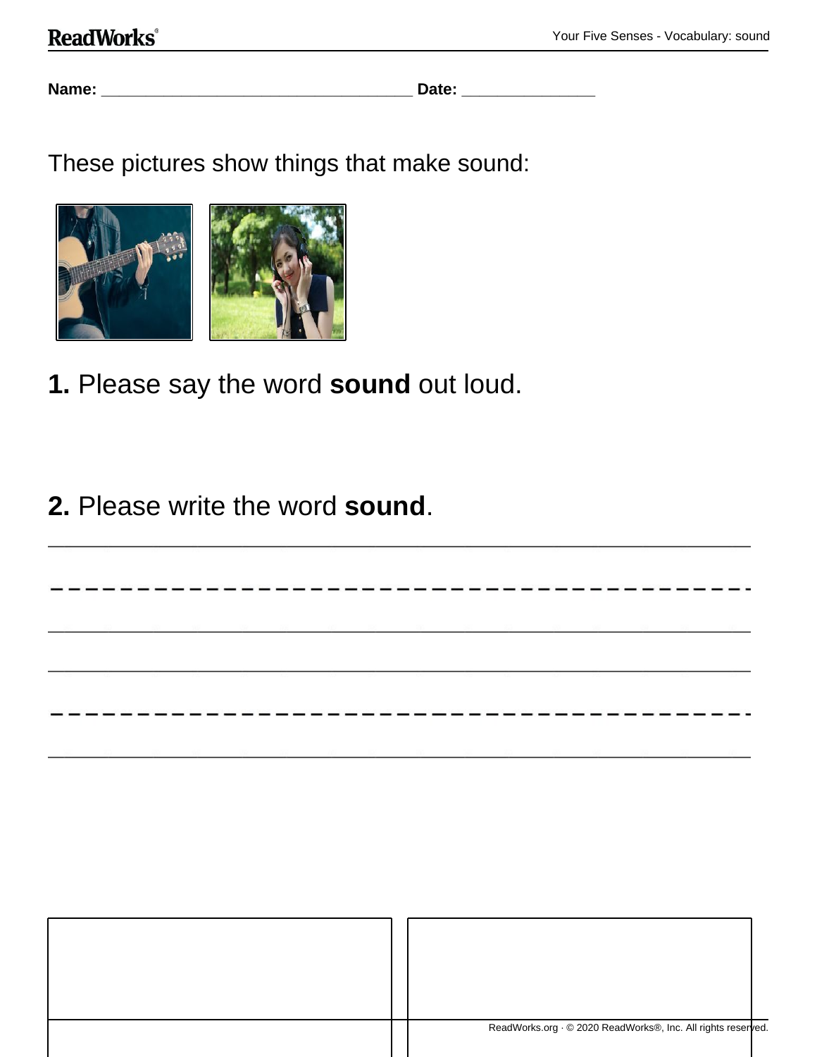**Name:** ___________________________________ **Date:** _______________

These pictures show things that make sound:

**1.** Please say the word **sound** out loud.

**2.** Please write the word **sound**.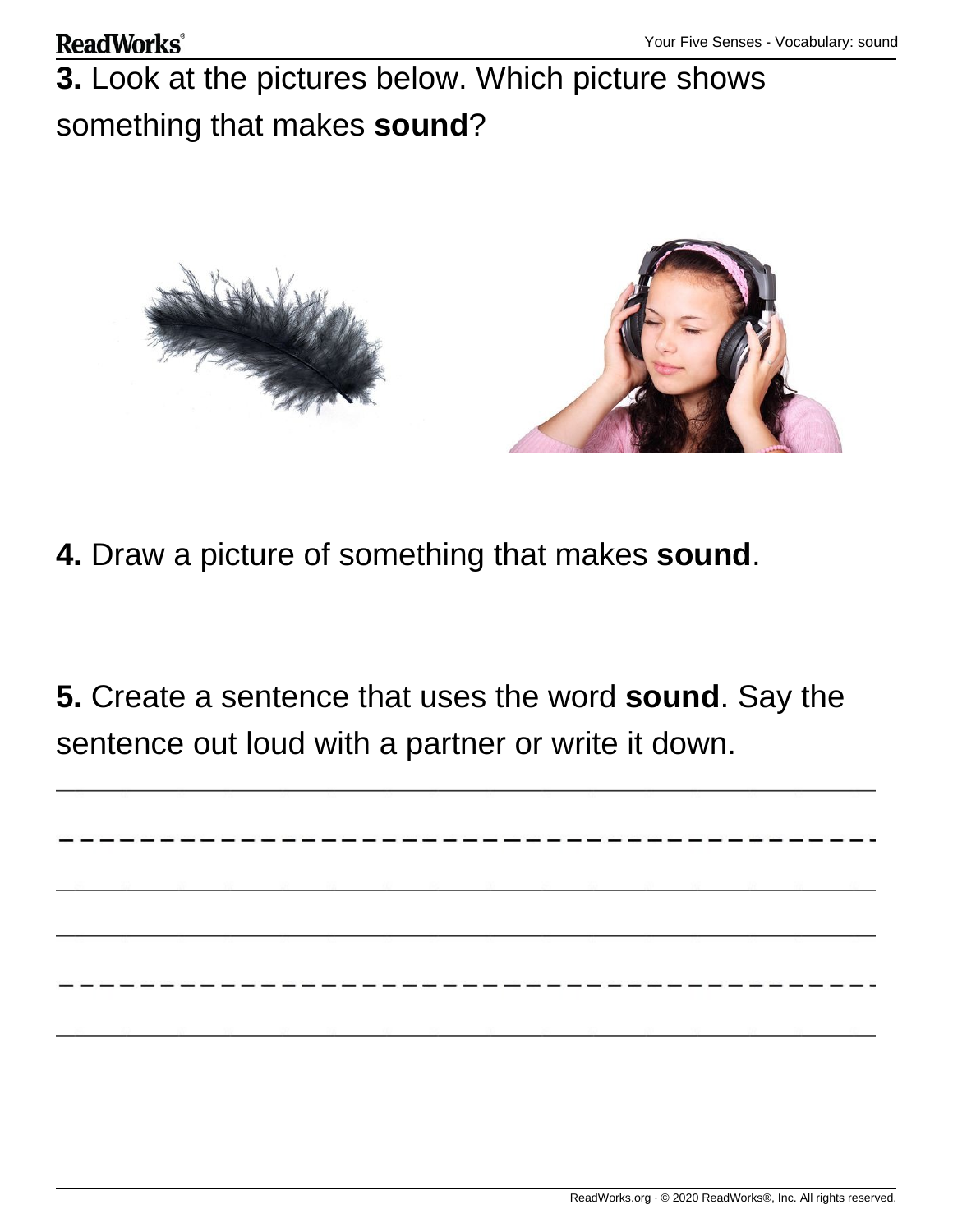**3.** Look at the pictures below. Which picture shows something that makes **sound**?

**4.** Draw a picture of something that makes **sound**.

**5.** Create a sentence that uses the word **sound**. Say the sentence out loud with a partner or write it down.